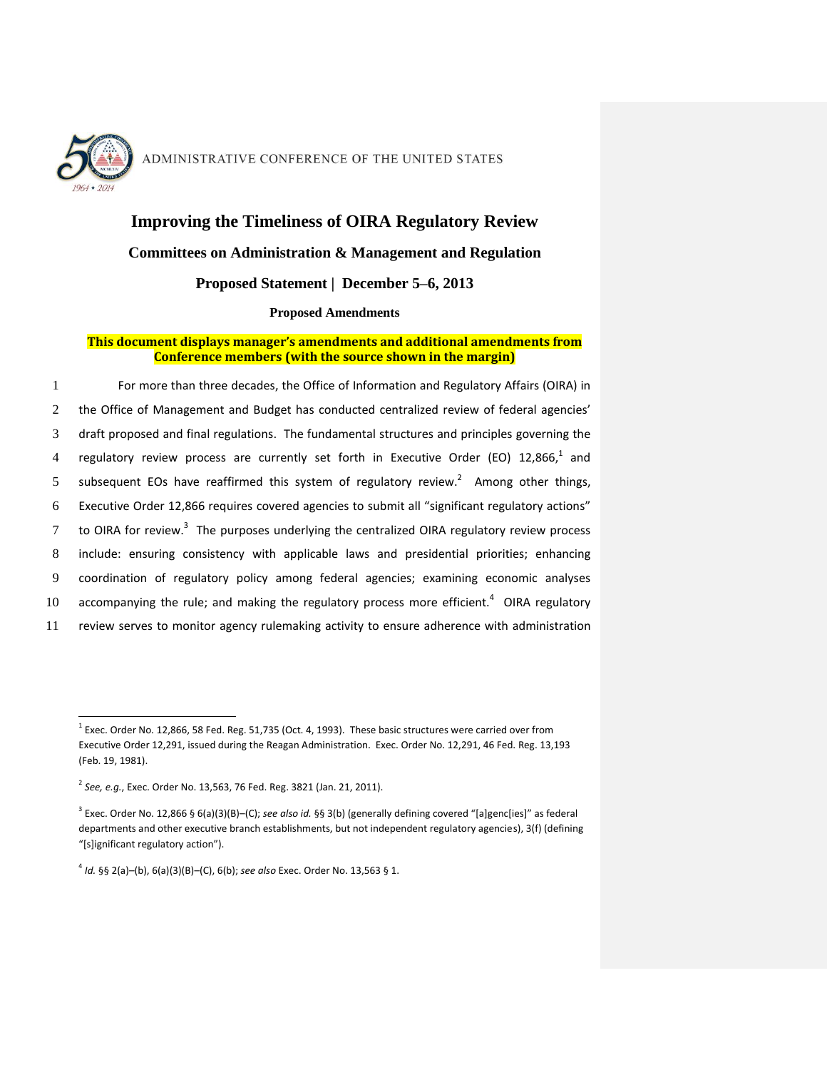ADMINISTRATIVE CONFERENCE OF THE UNITED STATES

# Improving the Timeliness of OIRA Regulatory Review

## Committees on Administration & Management and Regulation

## Proposed Statement | December 5–6, 2013

### Proposed Amendments

**This document displays manager's amendments and additional amendments from Conference members (with the source shown in the margin)**

For more than three decades, the Office of Information and Regulatory Affairs (OIRA) in the Office of Management and Budget has conducted centralized review of federal agencies' draft proposed and final regulations. The fundamental structures and principles governing the regulatory review process are currently set forth in Executive Order (EO) 12,866,[1] and subsequent EOs have reaffirmed this system of regulatory review.[2] Among other things, Executive Order 12,866 requires covered agencies to submit all "significant regulatory actions" to OIRA for review.[3] The purposes underlying the centralized OIRA regulatory review process include: ensuring consistency with applicable laws and presidential priorities; enhancing coordination of regulatory policy among federal agencies; examining economic analyses accompanying the rule; and making the regulatory process more efficient.[4] OIRA regulatory review serves to monitor agency rulemaking activity to ensure adherence with administration

---

[1] Exec. Order No. 12,866, 58 Fed. Reg. 51,735 (Oct. 4, 1993). These basic structures were carried over from Executive Order 12,291, issued during the Reagan Administration. Exec. Order No. 12,291, 46 Fed. Reg. 13,193 (Feb. 19, 1981).

[2] *See, e.g.*, Exec. Order No. 13,563, 76 Fed. Reg. 3821 (Jan. 21, 2011).

[3] Exec. Order No. 12,866 § 6(a)(3)(B)–(C); *see also id.* §§ 3(b) (generally defining covered "[a]genc[ies]" as federal departments and other executive branch establishments, but not independent regulatory agencies), 3(f) (defining "[s]ignificant regulatory action").

[4] *Id.* §§ 2(a)–(b), 6(a)(3)(B)–(C), 6(b); *see also* Exec. Order No. 13,563 § 1.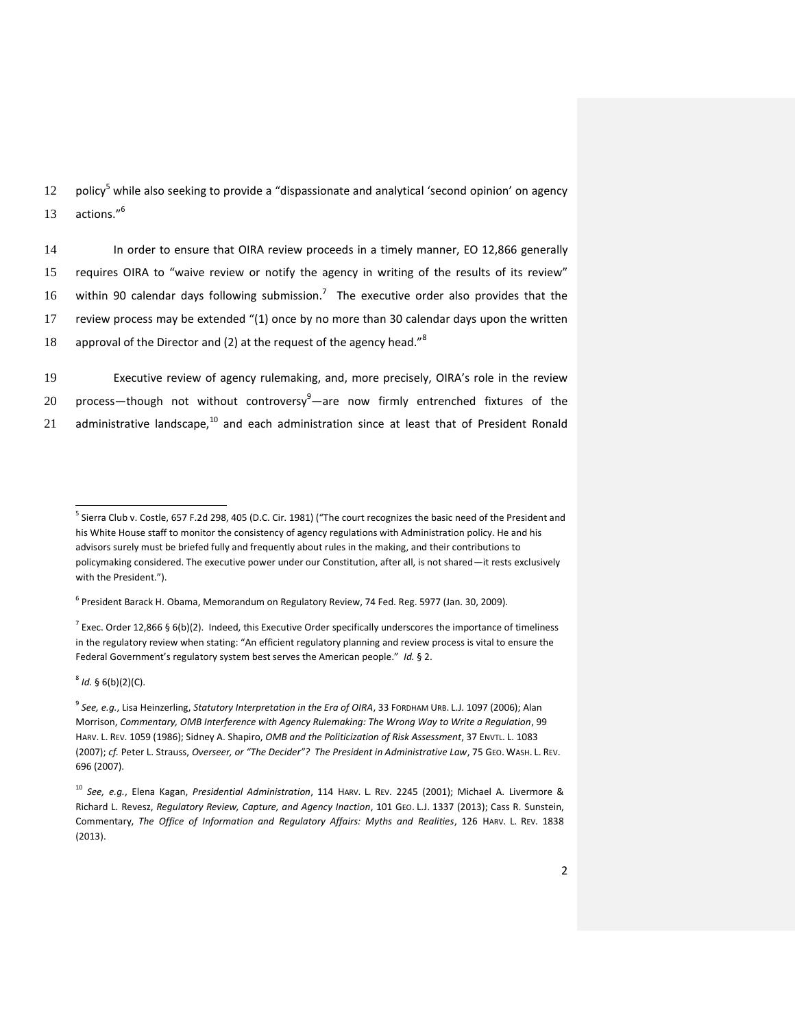policy[5] while also seeking to provide a "dispassionate and analytical 'second opinion' on agency actions."[6]

In order to ensure that OIRA review proceeds in a timely manner, EO 12,866 generally requires OIRA to "waive review or notify the agency in writing of the results of its review" within 90 calendar days following submission.[7] The executive order also provides that the review process may be extended "(1) once by no more than 30 calendar days upon the written approval of the Director and (2) at the request of the agency head."[8]

Executive review of agency rulemaking, and, more precisely, OIRA's role in the review process—though not without controversy[9]—are now firmly entrenched fixtures of the administrative landscape,[10] and each administration since at least that of President Ronald

---

[5] Sierra Club v. Costle, 657 F.2d 298, 405 (D.C. Cir. 1981) ("The court recognizes the basic need of the President and his White House staff to monitor the consistency of agency regulations with Administration policy. He and his advisors surely must be briefed fully and frequently about rules in the making, and their contributions to policymaking considered. The executive power under our Constitution, after all, is not shared—it rests exclusively with the President.").

[6] President Barack H. Obama, Memorandum on Regulatory Review, 74 Fed. Reg. 5977 (Jan. 30, 2009).

[7] Exec. Order 12,866 § 6(b)(2). Indeed, this Executive Order specifically underscores the importance of timeliness in the regulatory review when stating: "An efficient regulatory planning and review process is vital to ensure the Federal Government's regulatory system best serves the American people." *Id.* § 2.

[8] *Id.* § 6(b)(2)(C).

[9] *See, e.g.*, Lisa Heinzerling, *Statutory Interpretation in the Era of OIRA*, 33 FORDHAM URB. L.J. 1097 (2006); Alan Morrison, *Commentary, OMB Interference with Agency Rulemaking: The Wrong Way to Write a Regulation*, 99 HARV. L. REV. 1059 (1986); Sidney A. Shapiro, *OMB and the Politicization of Risk Assessment*, 37 ENVTL. L. 1083 (2007); *cf.* Peter L. Strauss, *Overseer, or "The Decider"? The President in Administrative Law*, 75 GEO. WASH. L. REV. 696 (2007).

[10] *See, e.g.*, Elena Kagan, *Presidential Administration*, 114 HARV. L. REV. 2245 (2001); Michael A. Livermore & Richard L. Revesz, *Regulatory Review, Capture, and Agency Inaction*, 101 GEO. L.J. 1337 (2013); Cass R. Sunstein, Commentary, *The Office of Information and Regulatory Affairs: Myths and Realities*, 126 HARV. L. REV. 1838 (2013).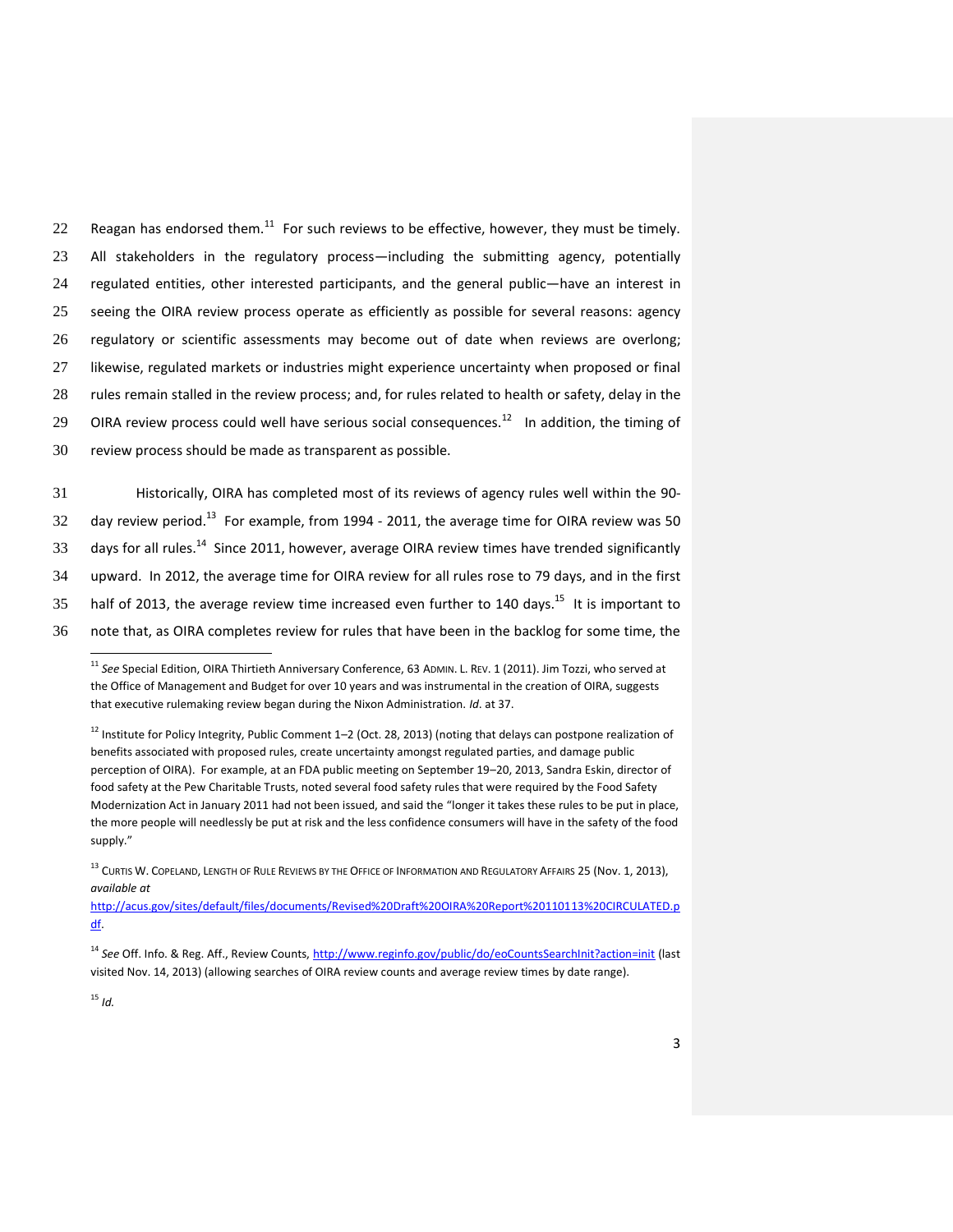Reagan has endorsed them.[11] For such reviews to be effective, however, they must be timely. All stakeholders in the regulatory process—including the submitting agency, potentially regulated entities, other interested participants, and the general public—have an interest in seeing the OIRA review process operate as efficiently as possible for several reasons: agency regulatory or scientific assessments may become out of date when reviews are overlong; likewise, regulated markets or industries might experience uncertainty when proposed or final rules remain stalled in the review process; and, for rules related to health or safety, delay in the OIRA review process could well have serious social consequences.[12] In addition, the timing of review process should be made as transparent as possible.

Historically, OIRA has completed most of its reviews of agency rules well within the 90-day review period.[13] For example, from 1994 - 2011, the average time for OIRA review was 50 days for all rules.[14] Since 2011, however, average OIRA review times have trended significantly upward. In 2012, the average time for OIRA review for all rules rose to 79 days, and in the first half of 2013, the average review time increased even further to 140 days.[15] It is important to note that, as OIRA completes review for rules that have been in the backlog for some time, the

---

[11] *See* Special Edition, OIRA Thirtieth Anniversary Conference, 63 ADMIN. L. REV. 1 (2011). Jim Tozzi, who served at the Office of Management and Budget for over 10 years and was instrumental in the creation of OIRA, suggests that executive rulemaking review began during the Nixon Administration. *Id*. at 37.

[12] Institute for Policy Integrity, Public Comment 1–2 (Oct. 28, 2013) (noting that delays can postpone realization of benefits associated with proposed rules, create uncertainty amongst regulated parties, and damage public perception of OIRA). For example, at an FDA public meeting on September 19–20, 2013, Sandra Eskin, director of food safety at the Pew Charitable Trusts, noted several food safety rules that were required by the Food Safety Modernization Act in January 2011 had not been issued, and said the "longer it takes these rules to be put in place, the more people will needlessly be put at risk and the less confidence consumers will have in the safety of the food supply."

[13] CURTIS W. COPELAND, LENGTH OF RULE REVIEWS BY THE OFFICE OF INFORMATION AND REGULATORY AFFAIRS 25 (Nov. 1, 2013), *available at* http://acus.gov/sites/default/files/documents/Revised%20Draft%20OIRA%20Report%20110113%20CIRCULATED.pdf.

[14] *See* Off. Info. & Reg. Aff., Review Counts, http://www.reginfo.gov/public/do/eoCountsSearchInit?action=init (last visited Nov. 14, 2013) (allowing searches of OIRA review counts and average review times by date range).

[15] *Id.*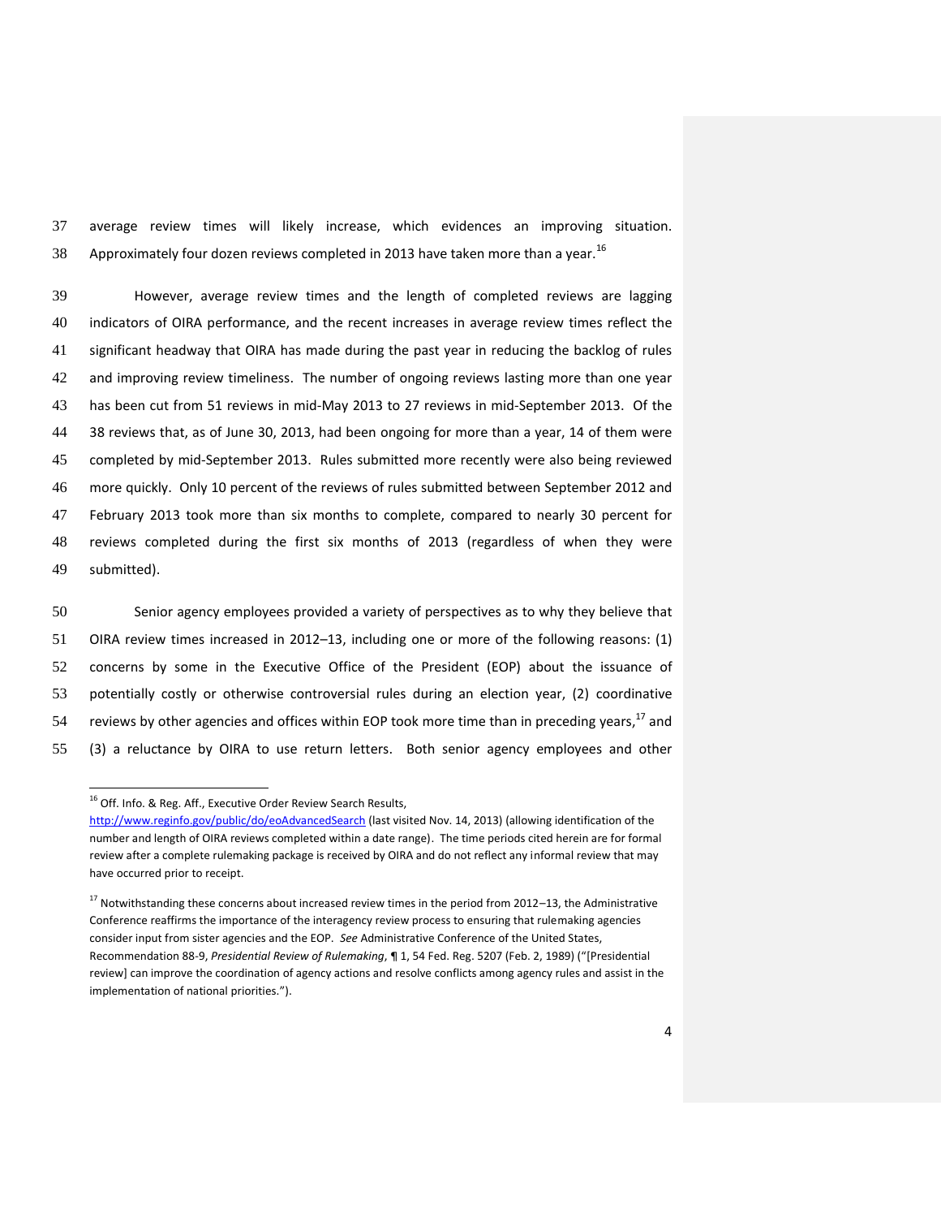average review times will likely increase, which evidences an improving situation. Approximately four dozen reviews completed in 2013 have taken more than a year.[16]

However, average review times and the length of completed reviews are lagging indicators of OIRA performance, and the recent increases in average review times reflect the significant headway that OIRA has made during the past year in reducing the backlog of rules and improving review timeliness. The number of ongoing reviews lasting more than one year has been cut from 51 reviews in mid-May 2013 to 27 reviews in mid-September 2013. Of the 38 reviews that, as of June 30, 2013, had been ongoing for more than a year, 14 of them were completed by mid-September 2013. Rules submitted more recently were also being reviewed more quickly. Only 10 percent of the reviews of rules submitted between September 2012 and February 2013 took more than six months to complete, compared to nearly 30 percent for reviews completed during the first six months of 2013 (regardless of when they were submitted).

Senior agency employees provided a variety of perspectives as to why they believe that OIRA review times increased in 2012–13, including one or more of the following reasons: (1) concerns by some in the Executive Office of the President (EOP) about the issuance of potentially costly or otherwise controversial rules during an election year, (2) coordinative reviews by other agencies and offices within EOP took more time than in preceding years,[17] and (3) a reluctance by OIRA to use return letters. Both senior agency employees and other

---

[16] Off. Info. & Reg. Aff., Executive Order Review Search Results, http://www.reginfo.gov/public/do/eoAdvancedSearch (last visited Nov. 14, 2013) (allowing identification of the number and length of OIRA reviews completed within a date range). The time periods cited herein are for formal review after a complete rulemaking package is received by OIRA and do not reflect any informal review that may have occurred prior to receipt.

[17] Notwithstanding these concerns about increased review times in the period from 2012–13, the Administrative Conference reaffirms the importance of the interagency review process to ensuring that rulemaking agencies consider input from sister agencies and the EOP. *See* Administrative Conference of the United States, Recommendation 88-9, *Presidential Review of Rulemaking*, ¶ 1, 54 Fed. Reg. 5207 (Feb. 2, 1989) ("[Presidential review] can improve the coordination of agency actions and resolve conflicts among agency rules and assist in the implementation of national priorities.").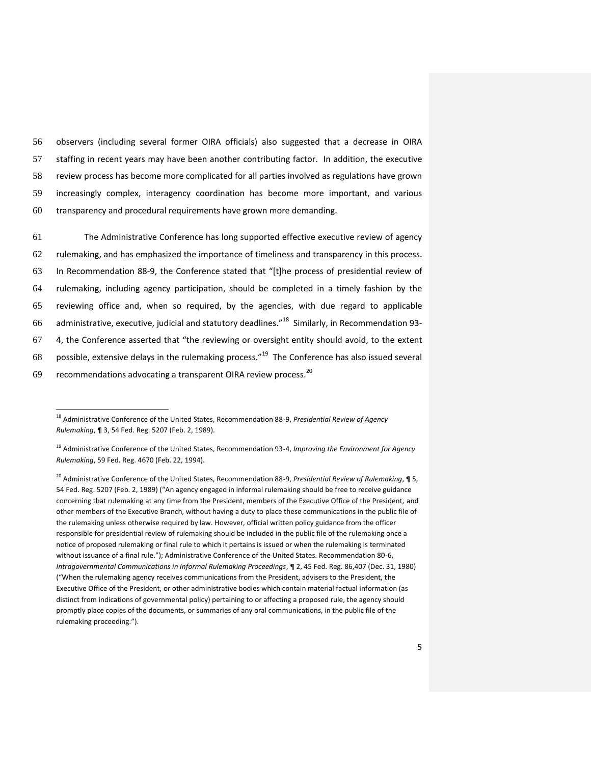observers (including several former OIRA officials) also suggested that a decrease in OIRA staffing in recent years may have been another contributing factor. In addition, the executive review process has become more complicated for all parties involved as regulations have grown increasingly complex, interagency coordination has become more important, and various transparency and procedural requirements have grown more demanding.

The Administrative Conference has long supported effective executive review of agency rulemaking, and has emphasized the importance of timeliness and transparency in this process. In Recommendation 88-9, the Conference stated that "[t]he process of presidential review of rulemaking, including agency participation, should be completed in a timely fashion by the reviewing office and, when so required, by the agencies, with due regard to applicable administrative, executive, judicial and statutory deadlines."[18] Similarly, in Recommendation 93-4, the Conference asserted that "the reviewing or oversight entity should avoid, to the extent possible, extensive delays in the rulemaking process."[19] The Conference has also issued several recommendations advocating a transparent OIRA review process.[20]

[18] Administrative Conference of the United States, Recommendation 88-9, *Presidential Review of Agency Rulemaking*, ¶ 3, 54 Fed. Reg. 5207 (Feb. 2, 1989).

[19] Administrative Conference of the United States, Recommendation 93-4, *Improving the Environment for Agency Rulemaking*, 59 Fed. Reg. 4670 (Feb. 22, 1994).

[20] Administrative Conference of the United States, Recommendation 88-9, *Presidential Review of Rulemaking*, ¶ 5, 54 Fed. Reg. 5207 (Feb. 2, 1989) ("An agency engaged in informal rulemaking should be free to receive guidance concerning that rulemaking at any time from the President, members of the Executive Office of the President, and other members of the Executive Branch, without having a duty to place these communications in the public file of the rulemaking unless otherwise required by law. However, official written policy guidance from the officer responsible for presidential review of rulemaking should be included in the public file of the rulemaking once a notice of proposed rulemaking or final rule to which it pertains is issued or when the rulemaking is terminated without issuance of a final rule."); Administrative Conference of the United States. Recommendation 80-6, *Intragovernmental Communications in Informal Rulemaking Proceedings*, ¶ 2, 45 Fed. Reg. 86,407 (Dec. 31, 1980) ("When the rulemaking agency receives communications from the President, advisers to the President, the Executive Office of the President, or other administrative bodies which contain material factual information (as distinct from indications of governmental policy) pertaining to or affecting a proposed rule, the agency should promptly place copies of the documents, or summaries of any oral communications, in the public file of the rulemaking proceeding.").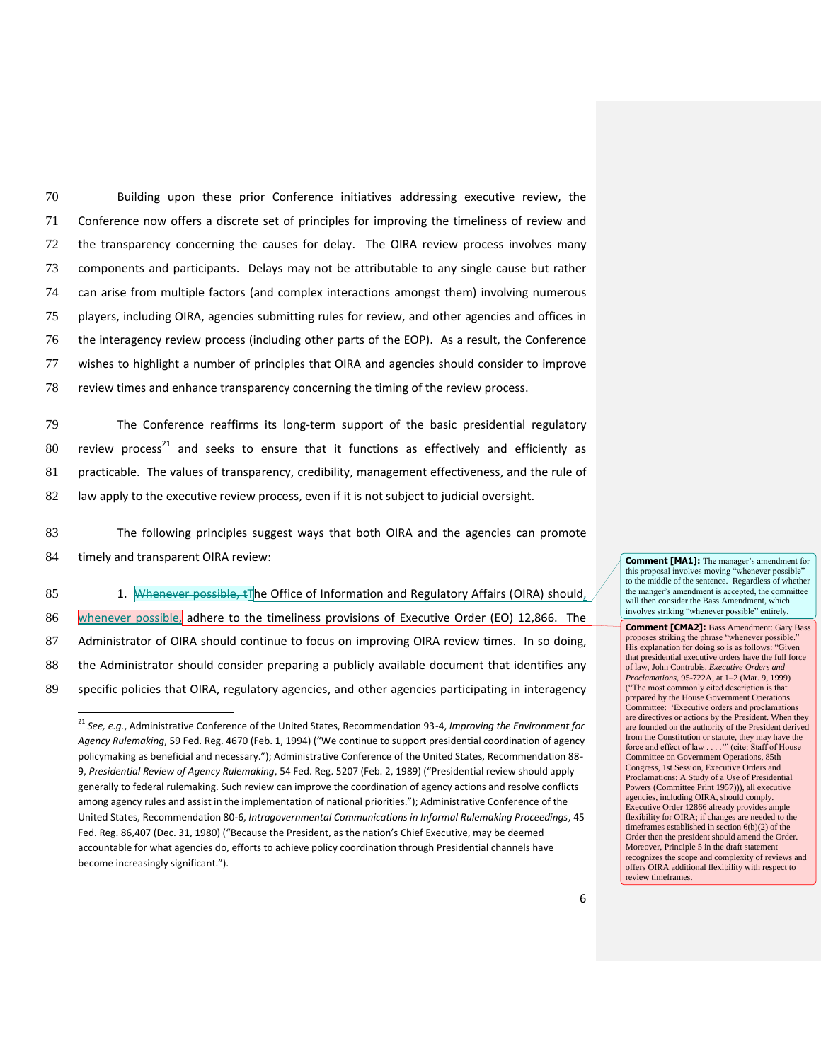70 Building upon these prior Conference initiatives addressing executive review, the Conference now offers a discrete set of principles for improving the timeliness of review and the transparency concerning the causes for delay. The OIRA review process involves many components and participants. Delays may not be attributable to any single cause but rather can arise from multiple factors (and complex interactions amongst them) involving numerous players, including OIRA, agencies submitting rules for review, and other agencies and offices in the interagency review process (including other parts of the EOP). As a result, the Conference wishes to highlight a number of principles that OIRA and agencies should consider to improve review times and enhance transparency concerning the timing of the review process.

The Conference reaffirms its long-term support of the basic presidential regulatory review process[21] and seeks to ensure that it functions as effectively and efficiently as practicable. The values of transparency, credibility, management effectiveness, and the rule of law apply to the executive review process, even if it is not subject to judicial oversight.

The following principles suggest ways that both OIRA and the agencies can promote timely and transparent OIRA review:

1. ~~Whenever possible, t~~The Office of Information and Regulatory Affairs (OIRA) should, whenever possible, adhere to the timeliness provisions of Executive Order (EO) 12,866. The Administrator of OIRA should continue to focus on improving OIRA review times. In so doing, the Administrator should consider preparing a publicly available document that identifies any specific policies that OIRA, regulatory agencies, and other agencies participating in interagency

---

[21] *See, e.g.*, Administrative Conference of the United States, Recommendation 93-4, *Improving the Environment for Agency Rulemaking*, 59 Fed. Reg. 4670 (Feb. 1, 1994) ("We continue to support presidential coordination of agency policymaking as beneficial and necessary."); Administrative Conference of the United States, Recommendation 88-9, *Presidential Review of Agency Rulemaking*, 54 Fed. Reg. 5207 (Feb. 2, 1989) ("Presidential review should apply generally to federal rulemaking. Such review can improve the coordination of agency actions and resolve conflicts among agency rules and assist in the implementation of national priorities."); Administrative Conference of the United States, Recommendation 80-6, *Intragovernmental Communications in Informal Rulemaking Proceedings*, 45 Fed. Reg. 86,407 (Dec. 31, 1980) ("Because the President, as the nation's Chief Executive, may be deemed accountable for what agencies do, efforts to achieve policy coordination through Presidential channels have become increasingly significant.").

---

**Comment [MA1]:** The manager's amendment for this proposal involves moving "whenever possible" to the middle of the sentence. Regardless of whether the manger's amendment is accepted, the committee will then consider the Bass Amendment, which involves striking "whenever possible" entirely.

**Comment [CMA2]:** Bass Amendment: Gary Bass proposes striking the phrase "whenever possible." His explanation for doing so is as follows: "Given that presidential executive orders have the full force of law, John Contrubis, *Executive Orders and Proclamations*, 95-722A, at 1–2 (Mar. 9, 1999) ("The most commonly cited description is that prepared by the House Government Operations Committee: 'Executive orders and proclamations are directives or actions by the President. When they are founded on the authority of the President derived from the Constitution or statute, they may have the force and effect of law . . . .'" (cite: Staff of House Committee on Government Operations, 85th Congress, 1st Session, Executive Orders and Proclamations: A Study of a Use of Presidential Powers (Committee Print 1957))), all executive agencies, including OIRA, should comply. Executive Order 12866 already provides ample flexibility for OIRA; if changes are needed to the timeframes established in section 6(b)(2) of the Order then the president should amend the Order. Moreover, Principle 5 in the draft statement recognizes the scope and complexity of reviews and offers OIRA additional flexibility with respect to review timeframes.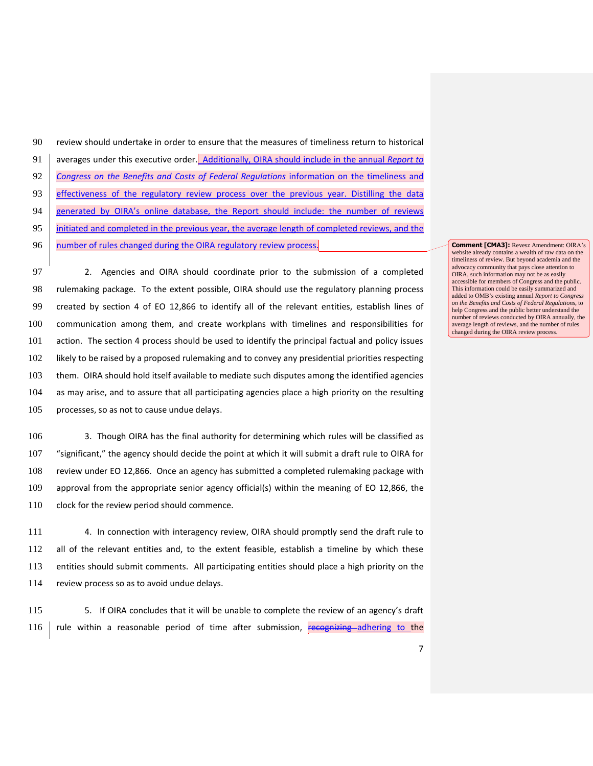review should undertake in order to ensure that the measures of timeliness return to historical averages under this executive order. Additionally, OIRA should include in the annual *Report to Congress on the Benefits and Costs of Federal Regulations* information on the timeliness and effectiveness of the regulatory review process over the previous year. Distilling the data generated by OIRA's online database, the Report should include: the number of reviews initiated and completed in the previous year, the average length of completed reviews, and the number of rules changed during the OIRA regulatory review process.

**Comment [CMA3]:** Revesz Amendment: OIRA's website already contains a wealth of raw data on the timeliness of review. But beyond academia and the advocacy community that pays close attention to OIRA, such information may not be as easily accessible for members of Congress and the public. This information could be easily summarized and added to OMB's existing annual *Report to Congress on the Benefits and Costs of Federal Regulations*, to help Congress and the public better understand the number of reviews conducted by OIRA annually, the average length of reviews, and the number of rules changed during the OIRA review process.

2. Agencies and OIRA should coordinate prior to the submission of a completed rulemaking package. To the extent possible, OIRA should use the regulatory planning process created by section 4 of EO 12,866 to identify all of the relevant entities, establish lines of communication among them, and create workplans with timelines and responsibilities for action. The section 4 process should be used to identify the principal factual and policy issues likely to be raised by a proposed rulemaking and to convey any presidential priorities respecting them. OIRA should hold itself available to mediate such disputes among the identified agencies as may arise, and to assure that all participating agencies place a high priority on the resulting processes, so as not to cause undue delays.

3. Though OIRA has the final authority for determining which rules will be classified as "significant," the agency should decide the point at which it will submit a draft rule to OIRA for review under EO 12,866. Once an agency has submitted a completed rulemaking package with approval from the appropriate senior agency official(s) within the meaning of EO 12,866, the clock for the review period should commence.

4. In connection with interagency review, OIRA should promptly send the draft rule to all of the relevant entities and, to the extent feasible, establish a timeline by which these entities should submit comments. All participating entities should place a high priority on the review process so as to avoid undue delays.

5. If OIRA concludes that it will be unable to complete the review of an agency's draft rule within a reasonable period of time after submission, ~~recognizing~~ adhering to the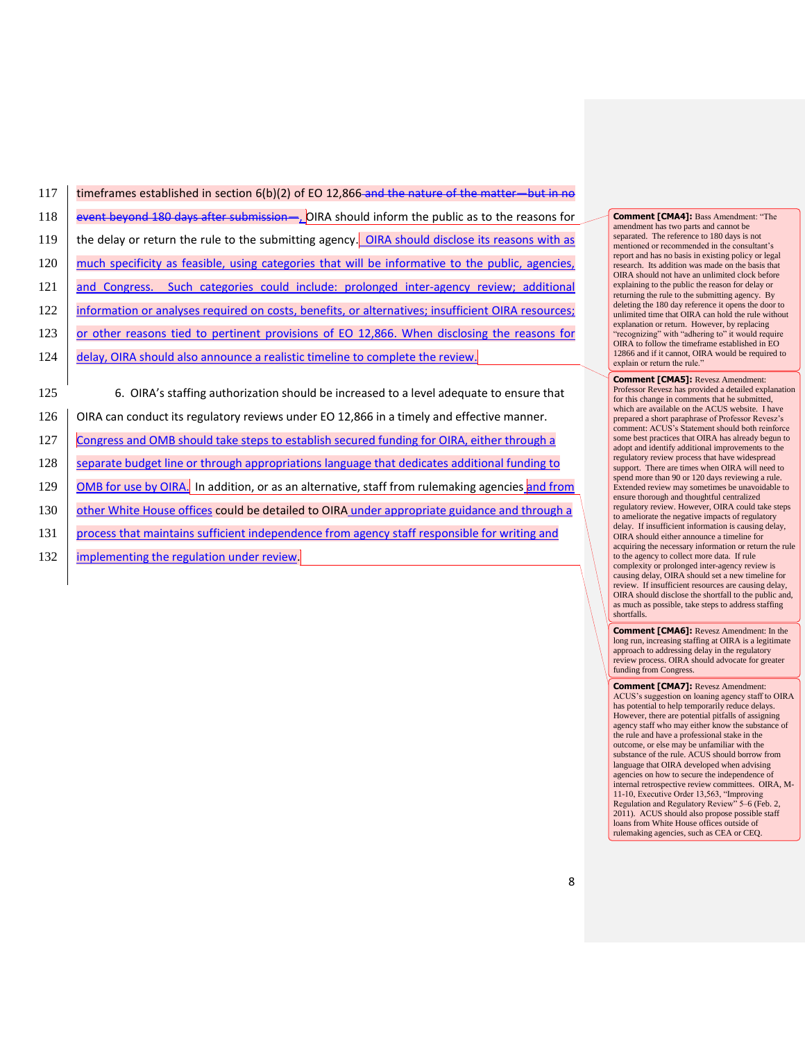timeframes established in section 6(b)(2) of EO 12,866 ~~and the nature of the matter—but in no event beyond 180 days after submission—~~, OIRA should inform the public as to the reasons for the delay or return the rule to the submitting agency. OIRA should disclose its reasons with as much specificity as feasible, using categories that will be informative to the public, agencies, and Congress. Such categories could include: prolonged inter-agency review; additional information or analyses required on costs, benefits, or alternatives; insufficient OIRA resources; or other reasons tied to pertinent provisions of EO 12,866. When disclosing the reasons for delay, OIRA should also announce a realistic timeline to complete the review.

6. OIRA's staffing authorization should be increased to a level adequate to ensure that OIRA can conduct its regulatory reviews under EO 12,866 in a timely and effective manner. Congress and OMB should take steps to establish secured funding for OIRA, either through a separate budget line or through appropriations language that dedicates additional funding to OMB for use by OIRA. In addition, or as an alternative, staff from rulemaking agencies and from other White House offices could be detailed to OIRA under appropriate guidance and through a process that maintains sufficient independence from agency staff responsible for writing and implementing the regulation under review.

**Comment [CMA4]:** Bass Amendment: "The amendment has two parts and cannot be separated. The reference to 180 days is not mentioned or recommended in the consultant's report and has no basis in existing policy or legal research. Its addition was made on the basis that OIRA should not have an unlimited clock before explaining to the public the reason for delay or returning the rule to the submitting agency. By deleting the 180 day reference it opens the door to unlimited time that OIRA can hold the rule without explanation or return. However, by replacing "recognizing" with "adhering to" it would require OIRA to follow the timeframe established in EO 12866 and if it cannot, OIRA would be required to explain or return the rule."

**Comment [CMA5]:** Revesz Amendment: Professor Revesz has provided a detailed explanation for this change in comments that he submitted, which are available on the ACUS website. I have prepared a short paraphrase of Professor Revesz's comment: ACUS's Statement should both reinforce some best practices that OIRA has already begun to adopt and identify additional improvements to the regulatory review process that have widespread support. There are times when OIRA will need to spend more than 90 or 120 days reviewing a rule. Extended review may sometimes be unavoidable to ensure thorough and thoughtful centralized regulatory review. However, OIRA could take steps to ameliorate the negative impacts of regulatory delay. If insufficient information is causing delay, OIRA should either announce a timeline for acquiring the necessary information or return the rule to the agency to collect more data. If rule complexity or prolonged inter-agency review is causing delay, OIRA should set a new timeline for review. If insufficient resources are causing delay, OIRA should disclose the shortfall to the public and, as much as possible, take steps to address staffing shortfalls.

**Comment [CMA6]:** Revesz Amendment: In the long run, increasing staffing at OIRA is a legitimate approach to addressing delay in the regulatory review process. OIRA should advocate for greater funding from Congress.

**Comment [CMA7]:** Revesz Amendment: ACUS's suggestion on loaning agency staff to OIRA has potential to help temporarily reduce delays. However, there are potential pitfalls of assigning agency staff who may either know the substance of the rule and have a professional stake in the outcome, or else may be unfamiliar with the substance of the rule. ACUS should borrow from language that OIRA developed when advising agencies on how to secure the independence of internal retrospective review committees. OIRA, M-11-10, Executive Order 13,563, "Improving Regulation and Regulatory Review" 5–6 (Feb. 2, 2011). ACUS should also propose possible staff loans from White House offices outside of rulemaking agencies, such as CEA or CEQ.